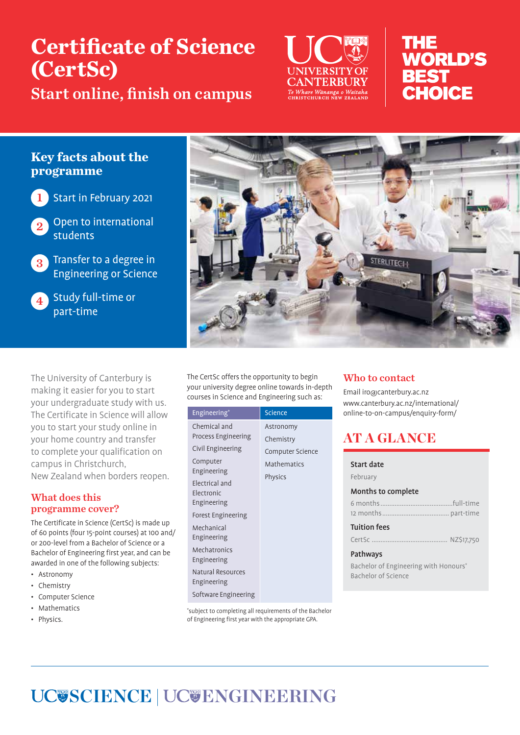# Certificate of Science (CertSc)

## Start online, finish on campus

UC UNIVERSITY OF CANTERBURY
*Te Whare Wānanga o Waitaha*
CHRISTCHURCH NEW ZEALAND

THE WORLD'S BEST CHOICE

## Key facts about the programme

1. Start in February 2021
2. Open to international students
3. Transfer to a degree in Engineering or Science
4. Study full-time or part-time

The University of Canterbury is making it easier for you to start your undergraduate study with us. The Certificate in Science will allow you to start your study online in your home country and transfer to complete your qualification on campus in Christchurch, New Zealand when borders reopen.

### What does this programme cover?

The Certificate in Science (CertSc) is made up of 60 points (four 15-point courses) at 100 and/or 200-level from a Bachelor of Science or a Bachelor of Engineering first year, and can be awarded in one of the following subjects:

- Astronomy
- Chemistry
- Computer Science
- Mathematics
- Physics.

The CertSc offers the opportunity to begin your university degree online towards in-depth courses in Science and Engineering such as:

| Engineering* | Science |
|---|---|
| Chemical and Process Engineering | Astronomy |
| Civil Engineering | Chemistry |
| Computer Engineering | Computer Science |
| Electrical and Electronic Engineering | Mathematics |
| Forest Engineering | Physics |
| Mechanical Engineering | |
| Mechatronics Engineering | |
| Natural Resources Engineering | |
| Software Engineering | |

*subject to completing all requirements of the Bachelor of Engineering first year with the appropriate GPA.

### Who to contact

Email iro@canterbury.ac.nz
www.canterbury.ac.nz/international/online-to-on-campus/enquiry-form/

## AT A GLANCE

**Start date**
February

**Months to complete**
6 months .......... full-time
12 months .......... part-time

**Tuition fees**
CertSc .......... NZ$17,750

**Pathways**
Bachelor of Engineering with Honours*
Bachelor of Science

UC SCIENCE | UC ENGINEERING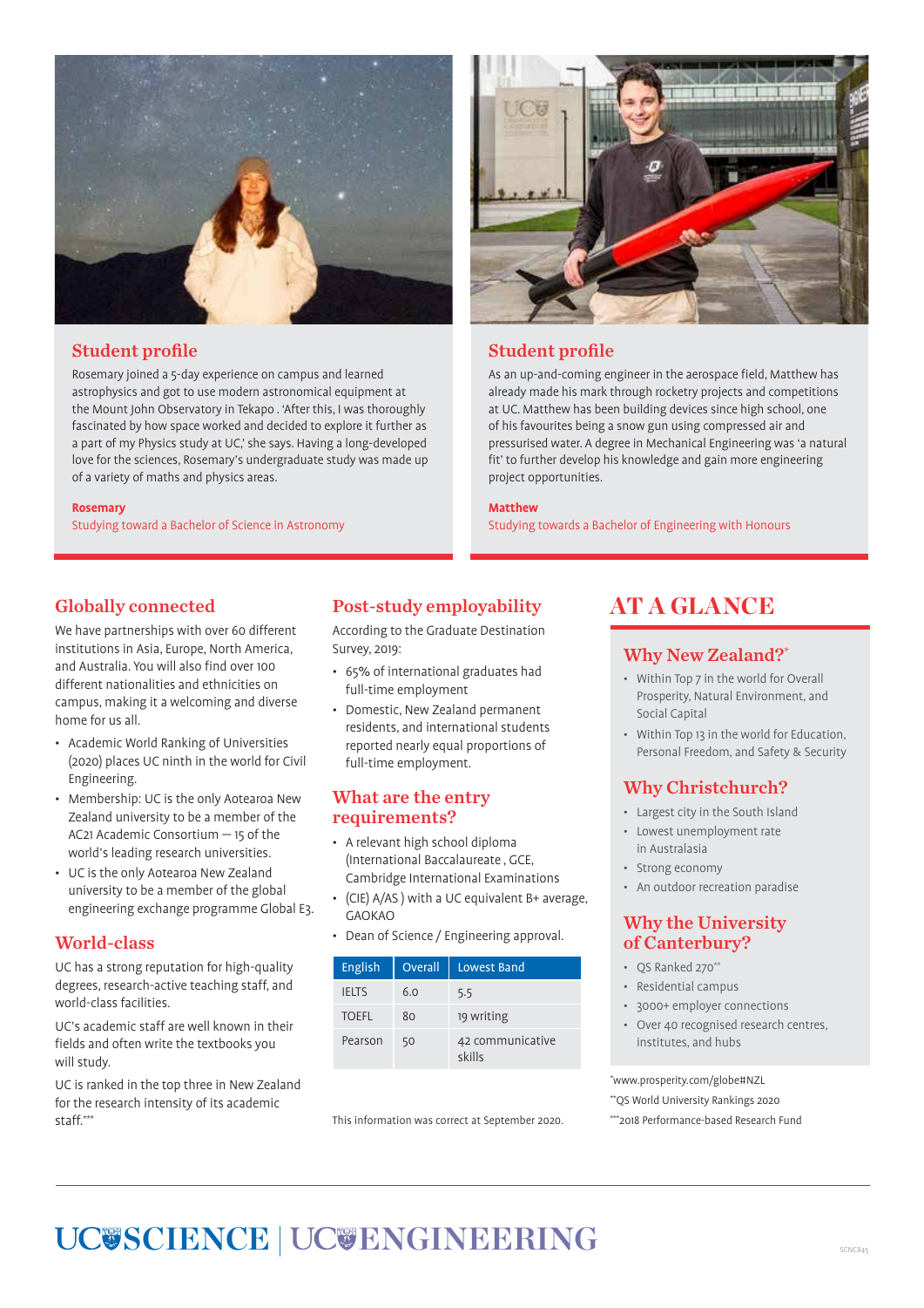## Student profile

Rosemary joined a 5-day experience on campus and learned astrophysics and got to use modern astronomical equipment at the Mount John Observatory in Tekapo . 'After this, I was thoroughly fascinated by how space worked and decided to explore it further as a part of my Physics study at UC,' she says. Having a long-developed love for the sciences, Rosemary's undergraduate study was made up of a variety of maths and physics areas.

**Rosemary**
Studying toward a Bachelor of Science in Astronomy

## Student profile

As an up-and-coming engineer in the aerospace field, Matthew has already made his mark through rocketry projects and competitions at UC. Matthew has been building devices since high school, one of his favourites being a snow gun using compressed air and pressurised water. A degree in Mechanical Engineering was 'a natural fit' to further develop his knowledge and gain more engineering project opportunities.

**Matthew**
Studying towards a Bachelor of Engineering with Honours

## Globally connected

We have partnerships with over 60 different institutions in Asia, Europe, North America, and Australia. You will also find over 100 different nationalities and ethnicities on campus, making it a welcoming and diverse home for us all.

- Academic World Ranking of Universities (2020) places UC ninth in the world for Civil Engineering.
- Membership: UC is the only Aotearoa New Zealand university to be a member of the AC21 Academic Consortium — 15 of the world's leading research universities.
- UC is the only Aotearoa New Zealand university to be a member of the global engineering exchange programme Global E3.

## World-class

UC has a strong reputation for high-quality degrees, research-active teaching staff, and world-class facilities.

UC's academic staff are well known in their fields and often write the textbooks you will study.

UC is ranked in the top three in New Zealand for the research intensity of its academic staff.***

## Post-study employability

According to the Graduate Destination Survey, 2019:

- 65% of international graduates had full-time employment
- Domestic, New Zealand permanent residents, and international students reported nearly equal proportions of full-time employment.

## What are the entry requirements?

- A relevant high school diploma (International Baccalaureate , GCE, Cambridge International Examinations
- (CIE) A/AS ) with a UC equivalent B+ average, GAOKAO
- Dean of Science / Engineering approval.

| English | Overall | Lowest Band |
|---|---|---|
| IELTS | 6.0 | 5.5 |
| TOEFL | 80 | 19 writing |
| Pearson | 50 | 42 communicative skills |

This information was correct at September 2020.

# AT A GLANCE

### Why New Zealand?*

- Within Top 7 in the world for Overall Prosperity, Natural Environment, and Social Capital
- Within Top 13 in the world for Education, Personal Freedom, and Safety & Security

### Why Christchurch?

- Largest city in the South Island
- Lowest unemployment rate in Australasia
- Strong economy
- An outdoor recreation paradise

### Why the University of Canterbury?

- QS Ranked 270**
- Residential campus
- 3000+ employer connections
- Over 40 recognised research centres, institutes, and hubs

*www.prosperity.com/globe#NZL
**QS World University Rankings 2020
***2018 Performance-based Research Fund

UC SCIENCE | UC ENGINEERING